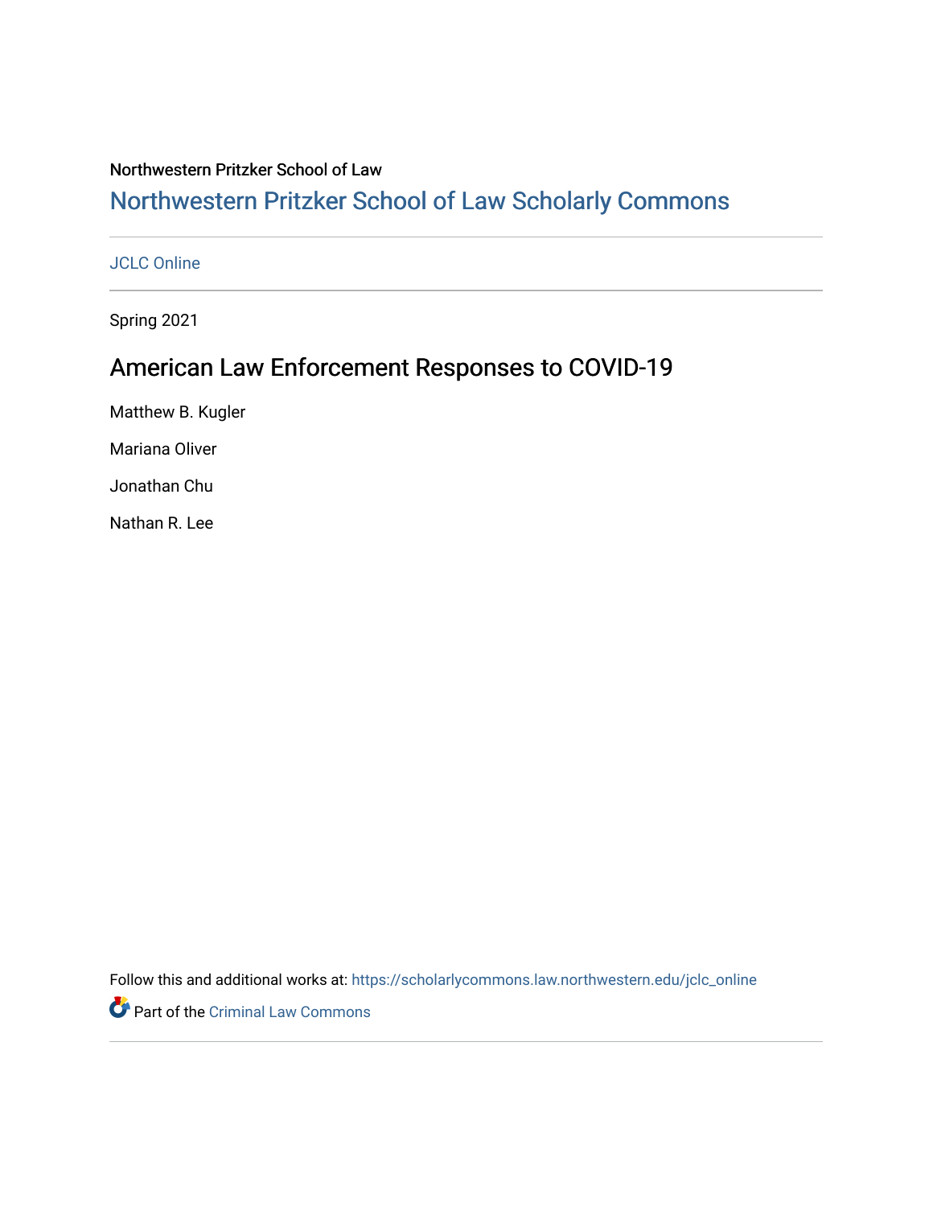Northwestern Pritzker School of Law

# Northwestern Pritzker School of Law Scholarly Commons

JCLC Online

Spring 2021

## American Law Enforcement Responses to COVID-19

Matthew B. Kugler

Mariana Oliver

Jonathan Chu

Nathan R. Lee

Follow this and additional works at: https://scholarlycommons.law.northwestern.edu/jclc_online

Part of the Criminal Law Commons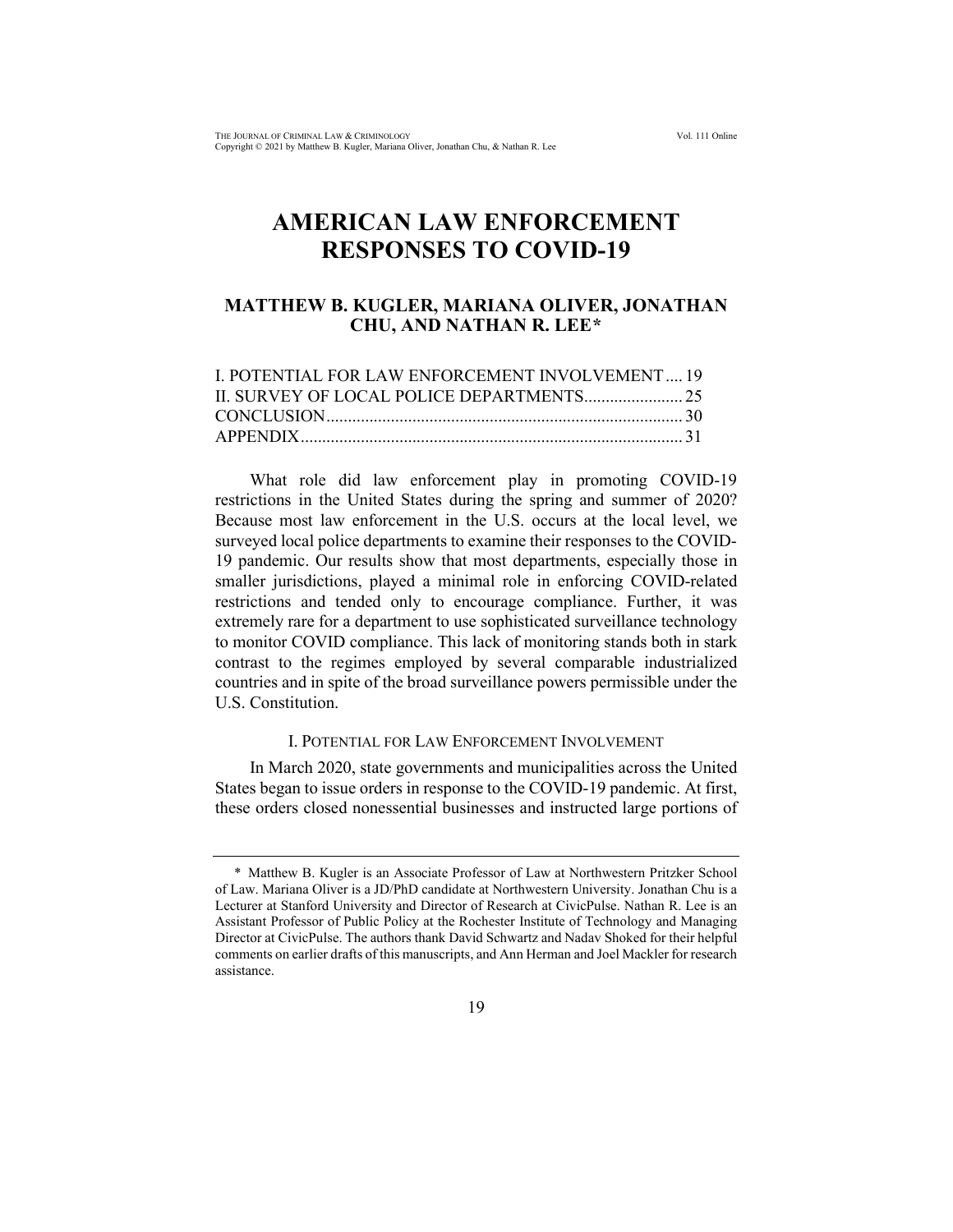# AMERICAN LAW ENFORCEMENT RESPONSES TO COVID-19

## MATTHEW B. KUGLER, MARIANA OLIVER, JONATHAN CHU, AND NATHAN R. LEE*

I. POTENTIAL FOR LAW ENFORCEMENT INVOLVEMENT .... 19
II. SURVEY OF LOCAL POLICE DEPARTMENTS ....................... 25
CONCLUSION ................................................................................ 30
APPENDIX ...................................................................................... 31

What role did law enforcement play in promoting COVID-19 restrictions in the United States during the spring and summer of 2020? Because most law enforcement in the U.S. occurs at the local level, we surveyed local police departments to examine their responses to the COVID-19 pandemic. Our results show that most departments, especially those in smaller jurisdictions, played a minimal role in enforcing COVID-related restrictions and tended only to encourage compliance. Further, it was extremely rare for a department to use sophisticated surveillance technology to monitor COVID compliance. This lack of monitoring stands both in stark contrast to the regimes employed by several comparable industrialized countries and in spite of the broad surveillance powers permissible under the U.S. Constitution.

### I. POTENTIAL FOR LAW ENFORCEMENT INVOLVEMENT

In March 2020, state governments and municipalities across the United States began to issue orders in response to the COVID-19 pandemic. At first, these orders closed nonessential businesses and instructed large portions of

---

\* Matthew B. Kugler is an Associate Professor of Law at Northwestern Pritzker School of Law. Mariana Oliver is a JD/PhD candidate at Northwestern University. Jonathan Chu is a Lecturer at Stanford University and Director of Research at CivicPulse. Nathan R. Lee is an Assistant Professor of Public Policy at the Rochester Institute of Technology and Managing Director at CivicPulse. The authors thank David Schwartz and Nadav Shoked for their helpful comments on earlier drafts of this manuscripts, and Ann Herman and Joel Mackler for research assistance.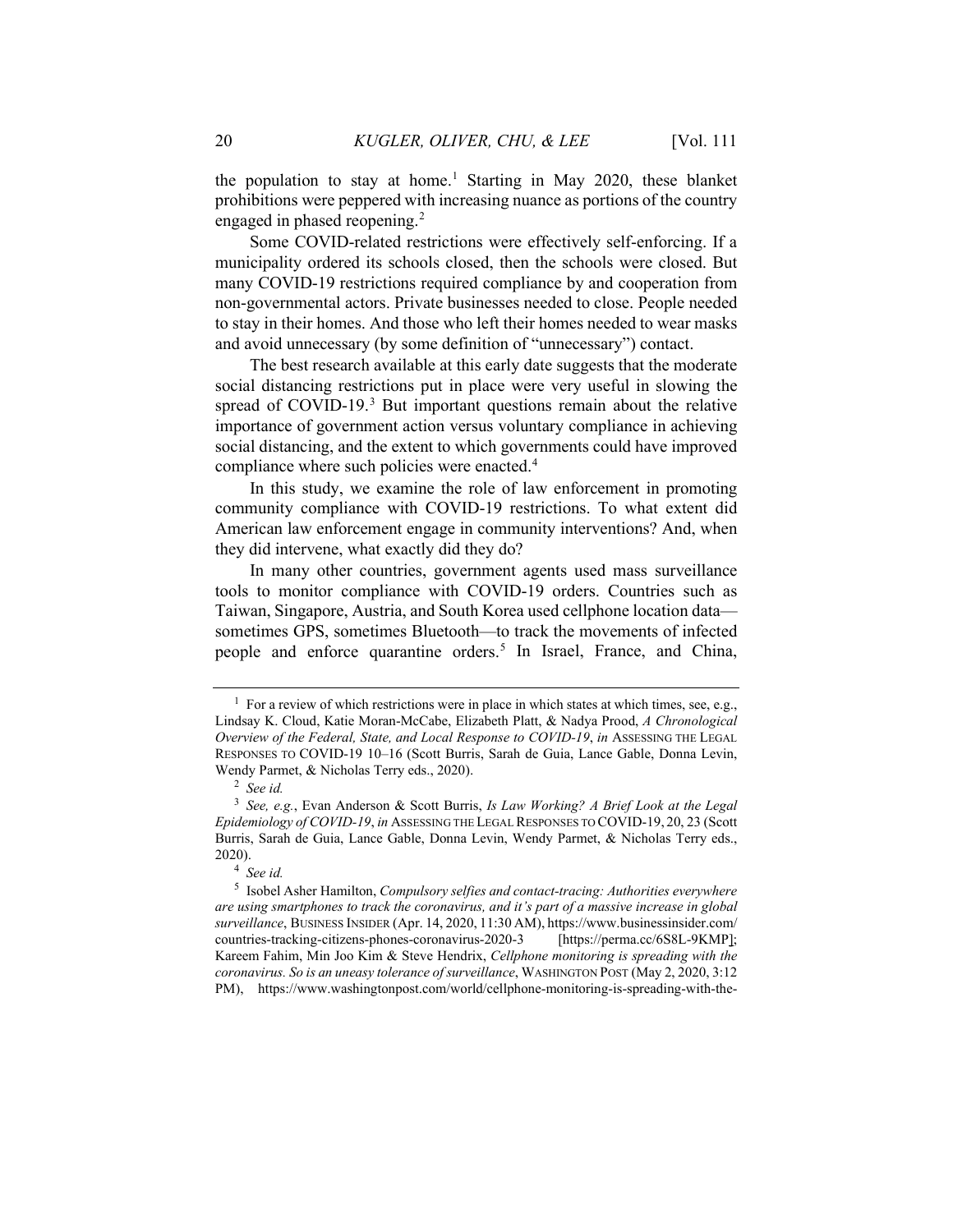the population to stay at home.[1] Starting in May 2020, these blanket prohibitions were peppered with increasing nuance as portions of the country engaged in phased reopening.[2]

Some COVID-related restrictions were effectively self-enforcing. If a municipality ordered its schools closed, then the schools were closed. But many COVID-19 restrictions required compliance by and cooperation from non-governmental actors. Private businesses needed to close. People needed to stay in their homes. And those who left their homes needed to wear masks and avoid unnecessary (by some definition of "unnecessary") contact.

The best research available at this early date suggests that the moderate social distancing restrictions put in place were very useful in slowing the spread of COVID-19.[3] But important questions remain about the relative importance of government action versus voluntary compliance in achieving social distancing, and the extent to which governments could have improved compliance where such policies were enacted.[4]

In this study, we examine the role of law enforcement in promoting community compliance with COVID-19 restrictions. To what extent did American law enforcement engage in community interventions? And, when they did intervene, what exactly did they do?

In many other countries, government agents used mass surveillance tools to monitor compliance with COVID-19 orders. Countries such as Taiwan, Singapore, Austria, and South Korea used cellphone location data—sometimes GPS, sometimes Bluetooth—to track the movements of infected people and enforce quarantine orders.[5] In Israel, France, and China,

---

[1] For a review of which restrictions were in place in which states at which times, see, e.g., Lindsay K. Cloud, Katie Moran-McCabe, Elizabeth Platt, & Nadya Prood, *A Chronological Overview of the Federal, State, and Local Response to COVID-19*, *in* ASSESSING THE LEGAL RESPONSES TO COVID-19 10–16 (Scott Burris, Sarah de Guia, Lance Gable, Donna Levin, Wendy Parmet, & Nicholas Terry eds., 2020).

[2] *See id.*

[3] *See, e.g.*, Evan Anderson & Scott Burris, *Is Law Working? A Brief Look at the Legal Epidemiology of COVID-19*, *in* ASSESSING THE LEGAL RESPONSES TO COVID-19, 20, 23 (Scott Burris, Sarah de Guia, Lance Gable, Donna Levin, Wendy Parmet, & Nicholas Terry eds., 2020).

[4] *See id.*

[5] Isobel Asher Hamilton, *Compulsory selfies and contact-tracing: Authorities everywhere are using smartphones to track the coronavirus, and it's part of a massive increase in global surveillance*, BUSINESS INSIDER (Apr. 14, 2020, 11:30 AM), https://www.businessinsider.com/countries-tracking-citizens-phones-coronavirus-2020-3 [https://perma.cc/6S8L-9KMP]; Kareem Fahim, Min Joo Kim & Steve Hendrix, *Cellphone monitoring is spreading with the coronavirus. So is an uneasy tolerance of surveillance*, WASHINGTON POST (May 2, 2020, 3:12 PM), https://www.washingtonpost.com/world/cellphone-monitoring-is-spreading-with-the-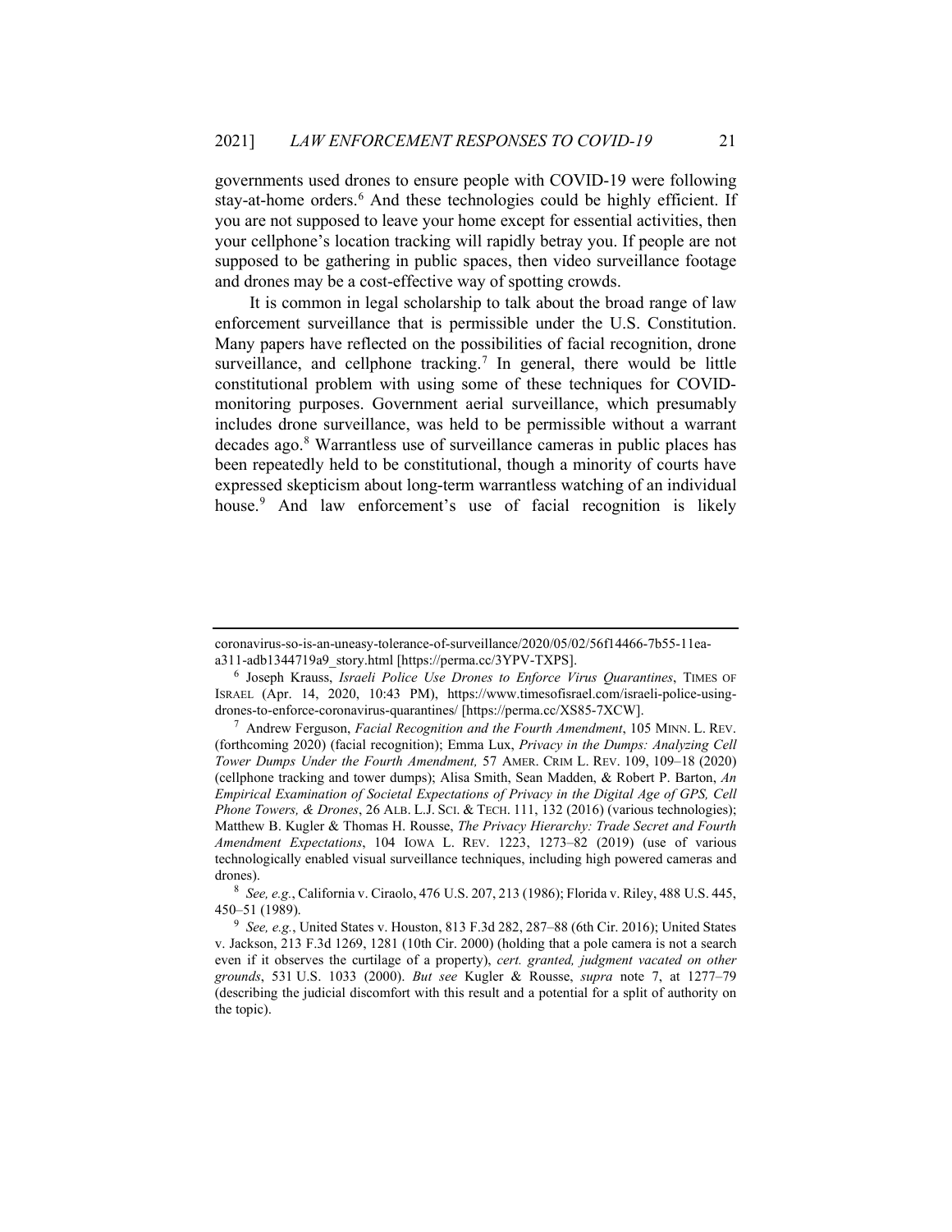governments used drones to ensure people with COVID-19 were following stay-at-home orders.[6] And these technologies could be highly efficient. If you are not supposed to leave your home except for essential activities, then your cellphone's location tracking will rapidly betray you. If people are not supposed to be gathering in public spaces, then video surveillance footage and drones may be a cost-effective way of spotting crowds.

It is common in legal scholarship to talk about the broad range of law enforcement surveillance that is permissible under the U.S. Constitution. Many papers have reflected on the possibilities of facial recognition, drone surveillance, and cellphone tracking.[7] In general, there would be little constitutional problem with using some of these techniques for COVID-monitoring purposes. Government aerial surveillance, which presumably includes drone surveillance, was held to be permissible without a warrant decades ago.[8] Warrantless use of surveillance cameras in public places has been repeatedly held to be constitutional, though a minority of courts have expressed skepticism about long-term warrantless watching of an individual house.[9] And law enforcement's use of facial recognition is likely

---

coronavirus-so-is-an-uneasy-tolerance-of-surveillance/2020/05/02/56f14466-7b55-11ea-a311-adb1344719a9_story.html [https://perma.cc/3YPV-TXPS].

[6] Joseph Krauss, *Israeli Police Use Drones to Enforce Virus Quarantines*, TIMES OF ISRAEL (Apr. 14, 2020, 10:43 PM), https://www.timesofisrael.com/israeli-police-using-drones-to-enforce-coronavirus-quarantines/ [https://perma.cc/XS85-7XCW].

[7] Andrew Ferguson, *Facial Recognition and the Fourth Amendment*, 105 MINN. L. REV. (forthcoming 2020) (facial recognition); Emma Lux, *Privacy in the Dumps: Analyzing Cell Tower Dumps Under the Fourth Amendment,* 57 AMER. CRIM L. REV. 109, 109–18 (2020) (cellphone tracking and tower dumps); Alisa Smith, Sean Madden, & Robert P. Barton, *An Empirical Examination of Societal Expectations of Privacy in the Digital Age of GPS, Cell Phone Towers, & Drones*, 26 ALB. L.J. SCI. & TECH. 111, 132 (2016) (various technologies); Matthew B. Kugler & Thomas H. Rousse, *The Privacy Hierarchy: Trade Secret and Fourth Amendment Expectations*, 104 IOWA L. REV. 1223, 1273–82 (2019) (use of various technologically enabled visual surveillance techniques, including high powered cameras and drones).

[8] *See, e.g.*, California v. Ciraolo, 476 U.S. 207, 213 (1986); Florida v. Riley, 488 U.S. 445, 450–51 (1989).

[9] *See, e.g.*, United States v. Houston, 813 F.3d 282, 287–88 (6th Cir. 2016); United States v. Jackson, 213 F.3d 1269, 1281 (10th Cir. 2000) (holding that a pole camera is not a search even if it observes the curtilage of a property), *cert. granted, judgment vacated on other grounds*, 531 U.S. 1033 (2000). *But see* Kugler & Rousse, *supra* note 7, at 1277–79 (describing the judicial discomfort with this result and a potential for a split of authority on the topic).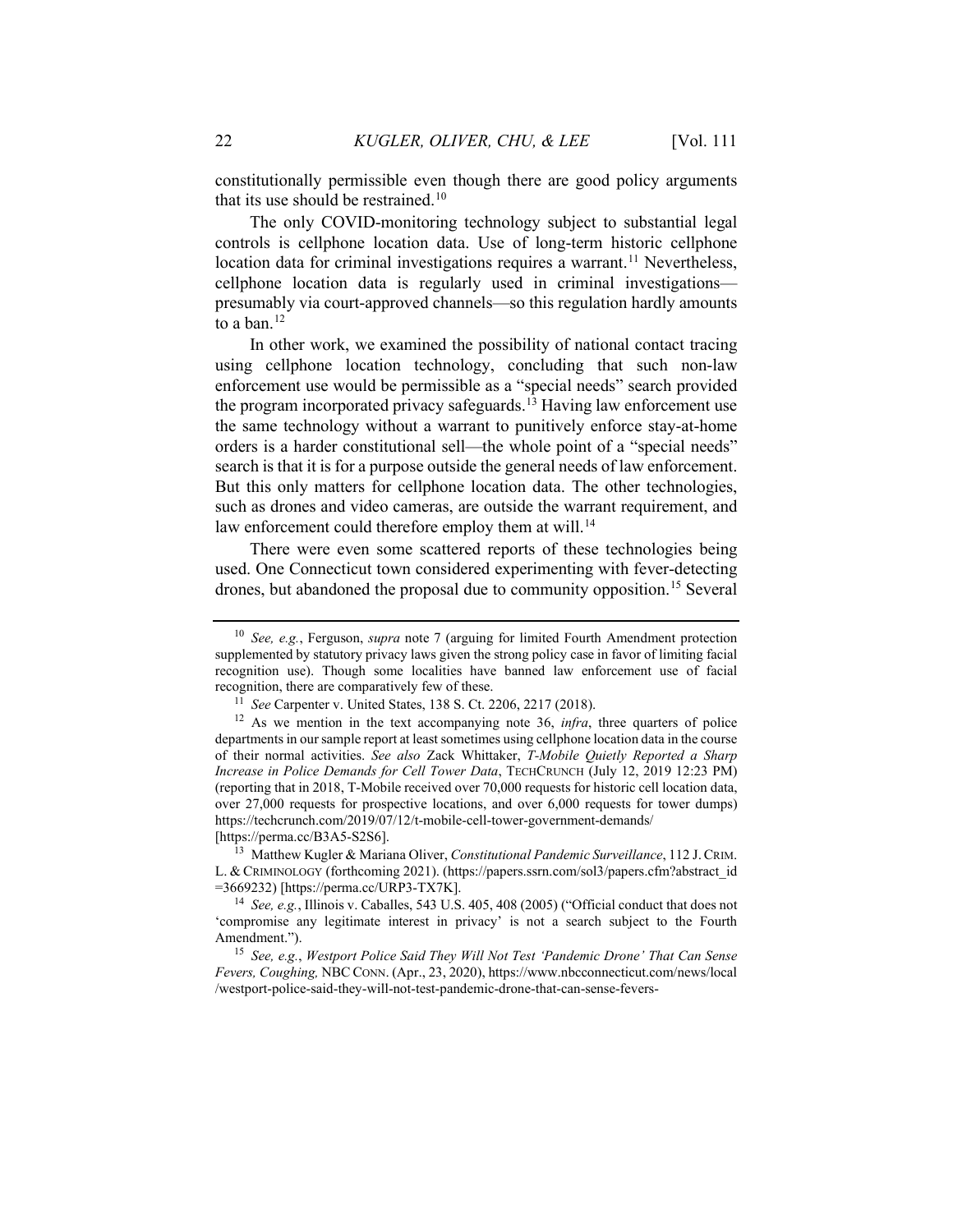constitutionally permissible even though there are good policy arguments that its use should be restrained.[10]

The only COVID-monitoring technology subject to substantial legal controls is cellphone location data. Use of long-term historic cellphone location data for criminal investigations requires a warrant.[11] Nevertheless, cellphone location data is regularly used in criminal investigations—presumably via court-approved channels—so this regulation hardly amounts to a ban.[12]

In other work, we examined the possibility of national contact tracing using cellphone location technology, concluding that such non-law enforcement use would be permissible as a "special needs" search provided the program incorporated privacy safeguards.[13] Having law enforcement use the same technology without a warrant to punitively enforce stay-at-home orders is a harder constitutional sell—the whole point of a "special needs" search is that it is for a purpose outside the general needs of law enforcement. But this only matters for cellphone location data. The other technologies, such as drones and video cameras, are outside the warrant requirement, and law enforcement could therefore employ them at will.[14]

There were even some scattered reports of these technologies being used. One Connecticut town considered experimenting with fever-detecting drones, but abandoned the proposal due to community opposition.[15] Several

---

[10] *See, e.g.*, Ferguson, *supra* note 7 (arguing for limited Fourth Amendment protection supplemented by statutory privacy laws given the strong policy case in favor of limiting facial recognition use). Though some localities have banned law enforcement use of facial recognition, there are comparatively few of these.

[11] *See* Carpenter v. United States, 138 S. Ct. 2206, 2217 (2018).

[12] As we mention in the text accompanying note 36, *infra*, three quarters of police departments in our sample report at least sometimes using cellphone location data in the course of their normal activities. *See also* Zack Whittaker, *T-Mobile Quietly Reported a Sharp Increase in Police Demands for Cell Tower Data*, TECHCRUNCH (July 12, 2019 12:23 PM) (reporting that in 2018, T-Mobile received over 70,000 requests for historic cell location data, over 27,000 requests for prospective locations, and over 6,000 requests for tower dumps) https://techcrunch.com/2019/07/12/t-mobile-cell-tower-government-demands/ [https://perma.cc/B3A5-S2S6].

[13] Matthew Kugler & Mariana Oliver, *Constitutional Pandemic Surveillance*, 112 J. CRIM. L. & CRIMINOLOGY (forthcoming 2021). (https://papers.ssrn.com/sol3/papers.cfm?abstract_id=3669232) [https://perma.cc/URP3-TX7K].

[14] *See, e.g.*, Illinois v. Caballes, 543 U.S. 405, 408 (2005) ("Official conduct that does not 'compromise any legitimate interest in privacy' is not a search subject to the Fourth Amendment.").

[15] *See, e.g.*, *Westport Police Said They Will Not Test 'Pandemic Drone' That Can Sense Fevers, Coughing,* NBC CONN. (Apr., 23, 2020), https://www.nbcconnecticut.com/news/local/westport-police-said-they-will-not-test-pandemic-drone-that-can-sense-fevers-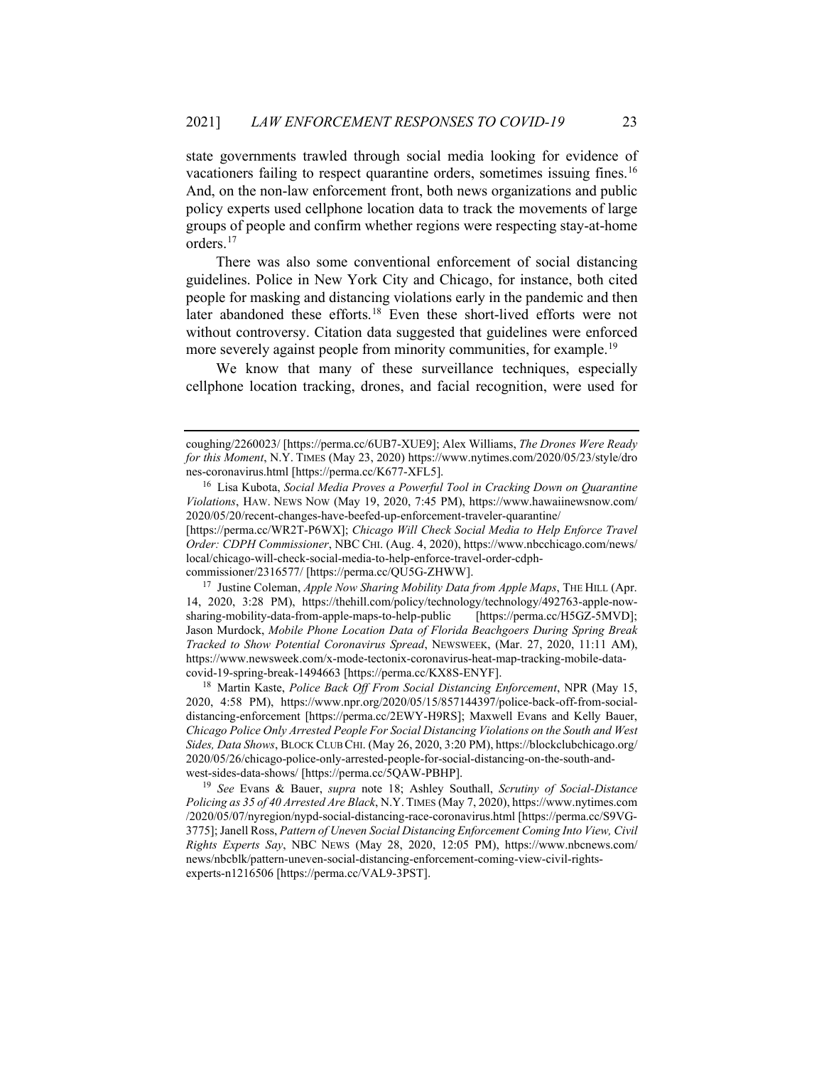state governments trawled through social media looking for evidence of vacationers failing to respect quarantine orders, sometimes issuing fines.[16] And, on the non-law enforcement front, both news organizations and public policy experts used cellphone location data to track the movements of large groups of people and confirm whether regions were respecting stay-at-home orders.[17]

There was also some conventional enforcement of social distancing guidelines. Police in New York City and Chicago, for instance, both cited people for masking and distancing violations early in the pandemic and then later abandoned these efforts.[18] Even these short-lived efforts were not without controversy. Citation data suggested that guidelines were enforced more severely against people from minority communities, for example.[19]

We know that many of these surveillance techniques, especially cellphone location tracking, drones, and facial recognition, were used for

---

coughing/2260023/ [https://perma.cc/6UB7-XUE9]; Alex Williams, *The Drones Were Ready for this Moment*, N.Y. TIMES (May 23, 2020) https://www.nytimes.com/2020/05/23/style/drones-coronavirus.html [https://perma.cc/K677-XFL5].

[16] Lisa Kubota, *Social Media Proves a Powerful Tool in Cracking Down on Quarantine Violations*, HAW. NEWS NOW (May 19, 2020, 7:45 PM), https://www.hawaiinewsnow.com/2020/05/20/recent-changes-have-beefed-up-enforcement-traveler-quarantine/ [https://perma.cc/WR2T-P6WX]; *Chicago Will Check Social Media to Help Enforce Travel Order: CDPH Commissioner*, NBC CHI. (Aug. 4, 2020), https://www.nbcchicago.com/news/local/chicago-will-check-social-media-to-help-enforce-travel-order-cdph-commissioner/2316577/ [https://perma.cc/QU5G-ZHWW].

[17] Justine Coleman, *Apple Now Sharing Mobility Data from Apple Maps*, THE HILL (Apr. 14, 2020, 3:28 PM), https://thehill.com/policy/technology/technology/492763-apple-now-sharing-mobility-data-from-apple-maps-to-help-public [https://perma.cc/H5GZ-5MVD]; Jason Murdock, *Mobile Phone Location Data of Florida Beachgoers During Spring Break Tracked to Show Potential Coronavirus Spread*, NEWSWEEK, (Mar. 27, 2020, 11:11 AM), https://www.newsweek.com/x-mode-tectonix-coronavirus-heat-map-tracking-mobile-data-covid-19-spring-break-1494663 [https://perma.cc/KX8S-ENYF].

[18] Martin Kaste, *Police Back Off From Social Distancing Enforcement*, NPR (May 15, 2020, 4:58 PM), https://www.npr.org/2020/05/15/857144397/police-back-off-from-social-distancing-enforcement [https://perma.cc/2EWY-H9RS]; Maxwell Evans and Kelly Bauer, *Chicago Police Only Arrested People For Social Distancing Violations on the South and West Sides, Data Shows*, BLOCK CLUB CHI. (May 26, 2020, 3:20 PM), https://blockclubchicago.org/2020/05/26/chicago-police-only-arrested-people-for-social-distancing-on-the-south-and-west-sides-data-shows/ [https://perma.cc/5QAW-PBHP].

[19] *See* Evans & Bauer, *supra* note 18; Ashley Southall, *Scrutiny of Social-Distance Policing as 35 of 40 Arrested Are Black*, N.Y. TIMES (May 7, 2020), https://www.nytimes.com/2020/05/07/nyregion/nypd-social-distancing-race-coronavirus.html [https://perma.cc/S9VG-3775]; Janell Ross, *Pattern of Uneven Social Distancing Enforcement Coming Into View, Civil Rights Experts Say*, NBC NEWS (May 28, 2020, 12:05 PM), https://www.nbcnews.com/news/nbcblk/pattern-uneven-social-distancing-enforcement-coming-view-civil-rights-experts-n1216506 [https://perma.cc/VAL9-3PST].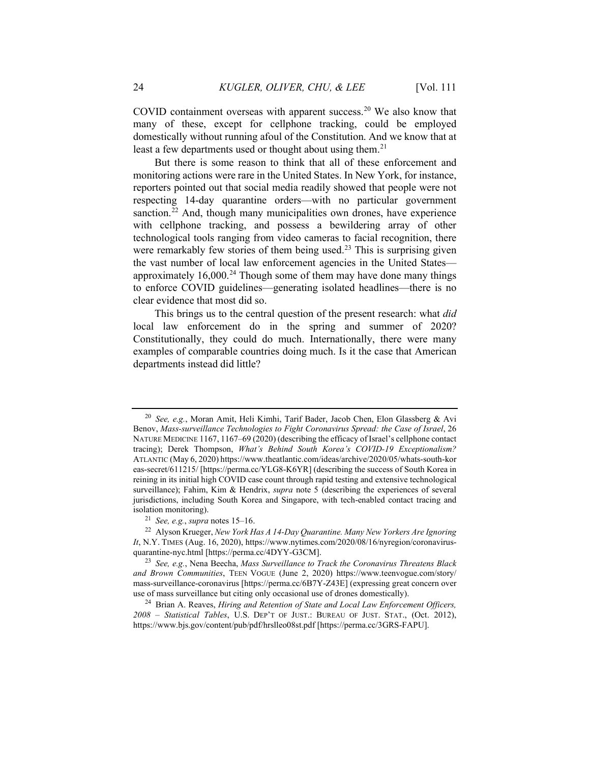COVID containment overseas with apparent success.[20] We also know that many of these, except for cellphone tracking, could be employed domestically without running afoul of the Constitution. And we know that at least a few departments used or thought about using them.[21]

But there is some reason to think that all of these enforcement and monitoring actions were rare in the United States. In New York, for instance, reporters pointed out that social media readily showed that people were not respecting 14-day quarantine orders—with no particular government sanction.[22] And, though many municipalities own drones, have experience with cellphone tracking, and possess a bewildering array of other technological tools ranging from video cameras to facial recognition, there were remarkably few stories of them being used.[23] This is surprising given the vast number of local law enforcement agencies in the United States—approximately 16,000.[24] Though some of them may have done many things to enforce COVID guidelines—generating isolated headlines—there is no clear evidence that most did so.

This brings us to the central question of the present research: what *did* local law enforcement do in the spring and summer of 2020? Constitutionally, they could do much. Internationally, there were many examples of comparable countries doing much. Is it the case that American departments instead did little?

---

[20] *See, e.g.*, Moran Amit, Heli Kimhi, Tarif Bader, Jacob Chen, Elon Glassberg & Avi Benov, *Mass-surveillance Technologies to Fight Coronavirus Spread: the Case of Israel*, 26 NATURE MEDICINE 1167, 1167–69 (2020) (describing the efficacy of Israel's cellphone contact tracing); Derek Thompson, *What's Behind South Korea's COVID-19 Exceptionalism?* ATLANTIC (May 6, 2020) https://www.theatlantic.com/ideas/archive/2020/05/whats-south-koreas-secret/611215/ [https://perma.cc/YLG8-K6YR] (describing the success of South Korea in reining in its initial high COVID case count through rapid testing and extensive technological surveillance); Fahim, Kim & Hendrix, *supra* note 5 (describing the experiences of several jurisdictions, including South Korea and Singapore, with tech-enabled contact tracing and isolation monitoring).

[21] *See, e.g.*, *supra* notes 15–16.

[22] Alyson Krueger, *New York Has A 14-Day Quarantine. Many New Yorkers Are Ignoring It*, N.Y. TIMES (Aug. 16, 2020), https://www.nytimes.com/2020/08/16/nyregion/coronavirus-quarantine-nyc.html [https://perma.cc/4DYY-G3CM].

[23] *See, e.g.*, Nena Beecha, *Mass Surveillance to Track the Coronavirus Threatens Black and Brown Communities*, TEEN VOGUE (June 2, 2020) https://www.teenvogue.com/story/mass-surveillance-coronavirus [https://perma.cc/6B7Y-Z43E] (expressing great concern over use of mass surveillance but citing only occasional use of drones domestically).

[24] Brian A. Reaves, *Hiring and Retention of State and Local Law Enforcement Officers, 2008 – Statistical Tables*, U.S. DEP'T OF JUST.: BUREAU OF JUST. STAT., (Oct. 2012), https://www.bjs.gov/content/pub/pdf/hrslleo08st.pdf [https://perma.cc/3GRS-FAPU].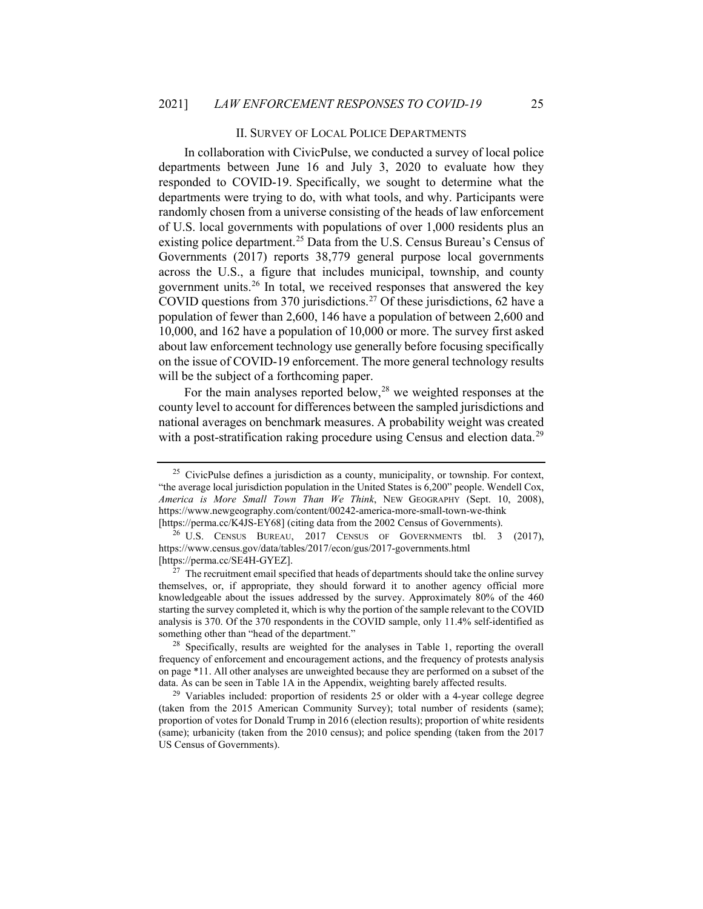## II. Survey of Local Police Departments

In collaboration with CivicPulse, we conducted a survey of local police departments between June 16 and July 3, 2020 to evaluate how they responded to COVID-19. Specifically, we sought to determine what the departments were trying to do, with what tools, and why. Participants were randomly chosen from a universe consisting of the heads of law enforcement of U.S. local governments with populations of over 1,000 residents plus an existing police department.[25] Data from the U.S. Census Bureau's Census of Governments (2017) reports 38,779 general purpose local governments across the U.S., a figure that includes municipal, township, and county government units.[26] In total, we received responses that answered the key COVID questions from 370 jurisdictions.[27] Of these jurisdictions, 62 have a population of fewer than 2,600, 146 have a population of between 2,600 and 10,000, and 162 have a population of 10,000 or more. The survey first asked about law enforcement technology use generally before focusing specifically on the issue of COVID-19 enforcement. The more general technology results will be the subject of a forthcoming paper.

For the main analyses reported below,[28] we weighted responses at the county level to account for differences between the sampled jurisdictions and national averages on benchmark measures. A probability weight was created with a post-stratification raking procedure using Census and election data.[29]

---

[25] CivicPulse defines a jurisdiction as a county, municipality, or township. For context, "the average local jurisdiction population in the United States is 6,200" people. Wendell Cox, *America is More Small Town Than We Think*, NEW GEOGRAPHY (Sept. 10, 2008), https://www.newgeography.com/content/00242-america-more-small-town-we-think [https://perma.cc/K4JS-EY68] (citing data from the 2002 Census of Governments).

[26] U.S. CENSUS BUREAU, 2017 CENSUS OF GOVERNMENTS tbl. 3 (2017), https://www.census.gov/data/tables/2017/econ/gus/2017-governments.html [https://perma.cc/SE4H-GYEZ].

[27] The recruitment email specified that heads of departments should take the online survey themselves, or, if appropriate, they should forward it to another agency official more knowledgeable about the issues addressed by the survey. Approximately 80% of the 460 starting the survey completed it, which is why the portion of the sample relevant to the COVID analysis is 370. Of the 370 respondents in the COVID sample, only 11.4% self-identified as something other than "head of the department."

[28] Specifically, results are weighted for the analyses in Table 1, reporting the overall frequency of enforcement and encouragement actions, and the frequency of protests analysis on page *11. All other analyses are unweighted because they are performed on a subset of the data. As can be seen in Table 1A in the Appendix, weighting barely affected results.

[29] Variables included: proportion of residents 25 or older with a 4-year college degree (taken from the 2015 American Community Survey); total number of residents (same); proportion of votes for Donald Trump in 2016 (election results); proportion of white residents (same); urbanicity (taken from the 2010 census); and police spending (taken from the 2017 US Census of Governments).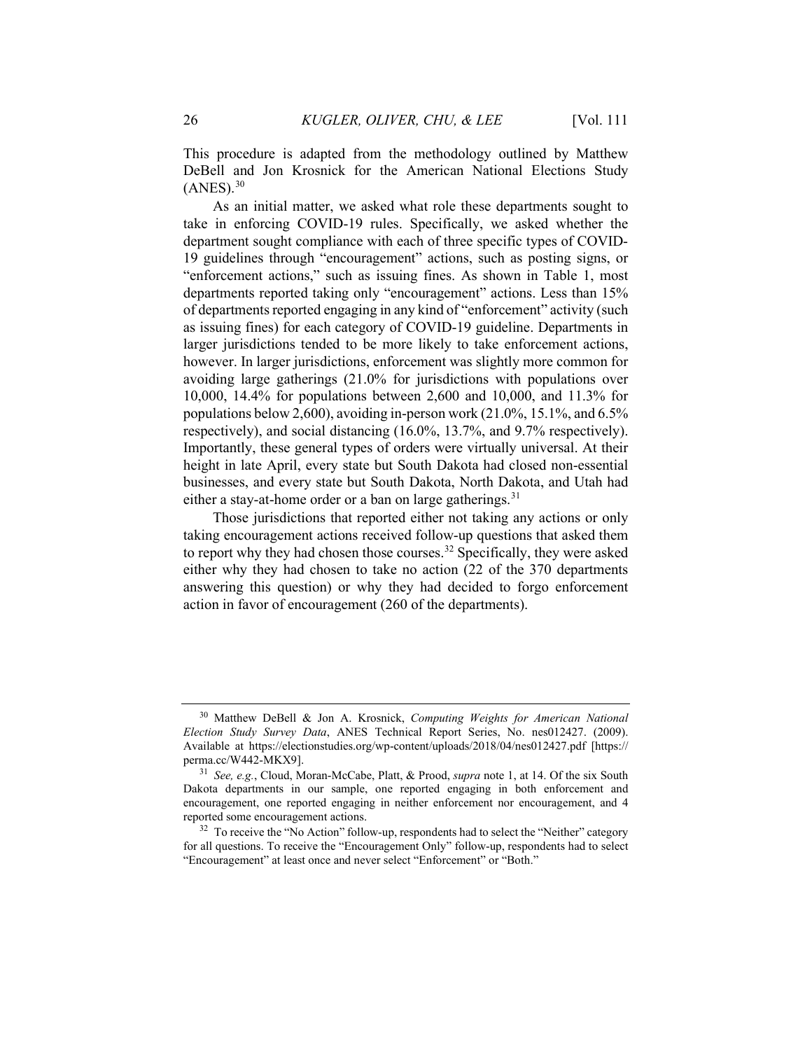This procedure is adapted from the methodology outlined by Matthew DeBell and Jon Krosnick for the American National Elections Study (ANES).[30]

As an initial matter, we asked what role these departments sought to take in enforcing COVID-19 rules. Specifically, we asked whether the department sought compliance with each of three specific types of COVID-19 guidelines through "encouragement" actions, such as posting signs, or "enforcement actions," such as issuing fines. As shown in Table 1, most departments reported taking only "encouragement" actions. Less than 15% of departments reported engaging in any kind of "enforcement" activity (such as issuing fines) for each category of COVID-19 guideline. Departments in larger jurisdictions tended to be more likely to take enforcement actions, however. In larger jurisdictions, enforcement was slightly more common for avoiding large gatherings (21.0% for jurisdictions with populations over 10,000, 14.4% for populations between 2,600 and 10,000, and 11.3% for populations below 2,600), avoiding in-person work (21.0%, 15.1%, and 6.5% respectively), and social distancing (16.0%, 13.7%, and 9.7% respectively). Importantly, these general types of orders were virtually universal. At their height in late April, every state but South Dakota had closed non-essential businesses, and every state but South Dakota, North Dakota, and Utah had either a stay-at-home order or a ban on large gatherings.[31]

Those jurisdictions that reported either not taking any actions or only taking encouragement actions received follow-up questions that asked them to report why they had chosen those courses.[32] Specifically, they were asked either why they had chosen to take no action (22 of the 370 departments answering this question) or why they had decided to forgo enforcement action in favor of encouragement (260 of the departments).

---

[30] Matthew DeBell & Jon A. Krosnick, *Computing Weights for American National Election Study Survey Data*, ANES Technical Report Series, No. nes012427. (2009). Available at https://electionstudies.org/wp-content/uploads/2018/04/nes012427.pdf [https://perma.cc/W442-MKX9].

[31] *See, e.g.*, Cloud, Moran-McCabe, Platt, & Prood, *supra* note 1, at 14. Of the six South Dakota departments in our sample, one reported engaging in both enforcement and encouragement, one reported engaging in neither enforcement nor encouragement, and 4 reported some encouragement actions.

[32] To receive the "No Action" follow-up, respondents had to select the "Neither" category for all questions. To receive the "Encouragement Only" follow-up, respondents had to select "Encouragement" at least once and never select "Enforcement" or "Both."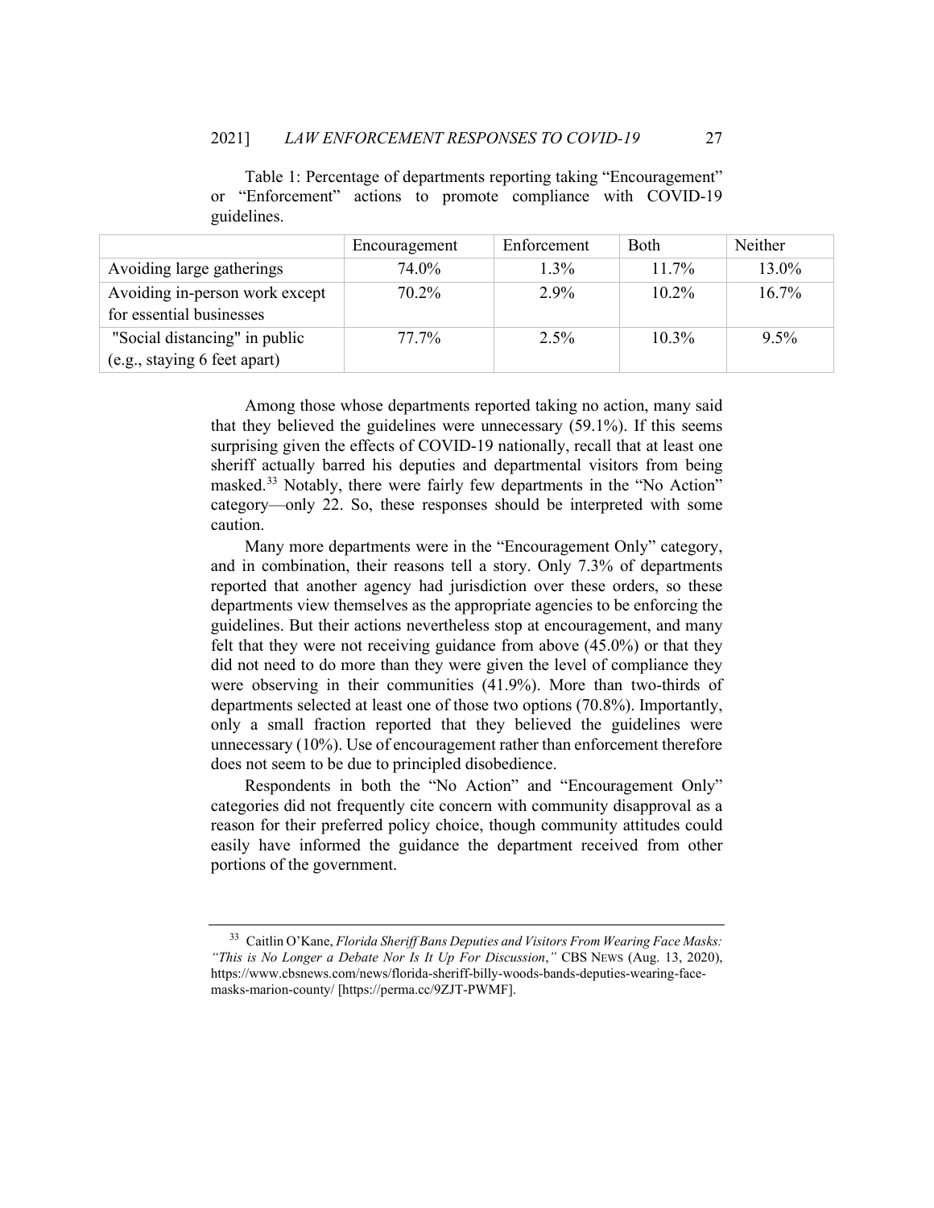Table 1: Percentage of departments reporting taking "Encouragement" or "Enforcement" actions to promote compliance with COVID-19 guidelines.

| | Encouragement | Enforcement | Both | Neither |
|---|---|---|---|---|
| Avoiding large gatherings | 74.0% | 1.3% | 11.7% | 13.0% |
| Avoiding in-person work except for essential businesses | 70.2% | 2.9% | 10.2% | 16.7% |
| "Social distancing" in public (e.g., staying 6 feet apart) | 77.7% | 2.5% | 10.3% | 9.5% |

Among those whose departments reported taking no action, many said that they believed the guidelines were unnecessary (59.1%). If this seems surprising given the effects of COVID-19 nationally, recall that at least one sheriff actually barred his deputies and departmental visitors from being masked.[33] Notably, there were fairly few departments in the "No Action" category—only 22. So, these responses should be interpreted with some caution.

Many more departments were in the "Encouragement Only" category, and in combination, their reasons tell a story. Only 7.3% of departments reported that another agency had jurisdiction over these orders, so these departments view themselves as the appropriate agencies to be enforcing the guidelines. But their actions nevertheless stop at encouragement, and many felt that they were not receiving guidance from above (45.0%) or that they did not need to do more than they were given the level of compliance they were observing in their communities (41.9%). More than two-thirds of departments selected at least one of those two options (70.8%). Importantly, only a small fraction reported that they believed the guidelines were unnecessary (10%). Use of encouragement rather than enforcement therefore does not seem to be due to principled disobedience.

Respondents in both the "No Action" and "Encouragement Only" categories did not frequently cite concern with community disapproval as a reason for their preferred policy choice, though community attitudes could easily have informed the guidance the department received from other portions of the government.

[33] Caitlin O'Kane, *Florida Sheriff Bans Deputies and Visitors From Wearing Face Masks: "This is No Longer a Debate Nor Is It Up For Discussion*,*"* CBS NEWS (Aug. 13, 2020), https://www.cbsnews.com/news/florida-sheriff-billy-woods-bands-deputies-wearing-face-masks-marion-county/ [https://perma.cc/9ZJT-PWMF].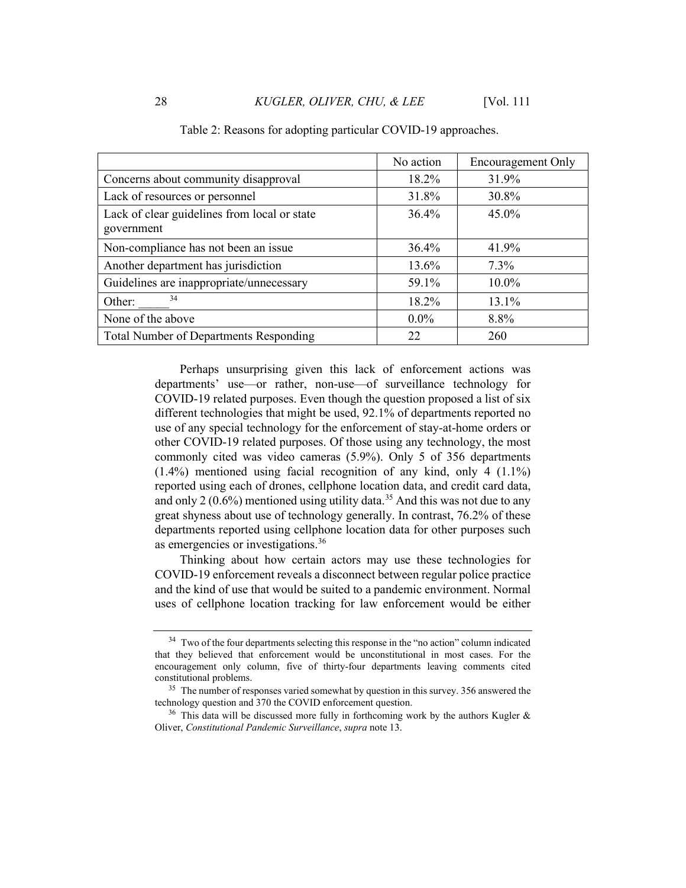Table 2: Reasons for adopting particular COVID-19 approaches.

| | No action | Encouragement Only |
|---|---|---|
| Concerns about community disapproval | 18.2% | 31.9% |
| Lack of resources or personnel | 31.8% | 30.8% |
| Lack of clear guidelines from local or state government | 36.4% | 45.0% |
| Non-compliance has not been an issue | 36.4% | 41.9% |
| Another department has jurisdiction | 13.6% | 7.3% |
| Guidelines are inappropriate/unnecessary | 59.1% | 10.0% |
| Other: _____[34] | 18.2% | 13.1% |
| None of the above | 0.0% | 8.8% |
| Total Number of Departments Responding | 22 | 260 |

Perhaps unsurprising given this lack of enforcement actions was departments' use—or rather, non-use—of surveillance technology for COVID-19 related purposes. Even though the question proposed a list of six different technologies that might be used, 92.1% of departments reported no use of any special technology for the enforcement of stay-at-home orders or other COVID-19 related purposes. Of those using any technology, the most commonly cited was video cameras (5.9%). Only 5 of 356 departments (1.4%) mentioned using facial recognition of any kind, only 4 (1.1%) reported using each of drones, cellphone location data, and credit card data, and only 2 (0.6%) mentioned using utility data.[35] And this was not due to any great shyness about use of technology generally. In contrast, 76.2% of these departments reported using cellphone location data for other purposes such as emergencies or investigations.[36]

Thinking about how certain actors may use these technologies for COVID-19 enforcement reveals a disconnect between regular police practice and the kind of use that would be suited to a pandemic environment. Normal uses of cellphone location tracking for law enforcement would be either

[34] Two of the four departments selecting this response in the "no action" column indicated that they believed that enforcement would be unconstitutional in most cases. For the encouragement only column, five of thirty-four departments leaving comments cited constitutional problems.

[35] The number of responses varied somewhat by question in this survey. 356 answered the technology question and 370 the COVID enforcement question.

[36] This data will be discussed more fully in forthcoming work by the authors Kugler & Oliver, *Constitutional Pandemic Surveillance*, *supra* note 13.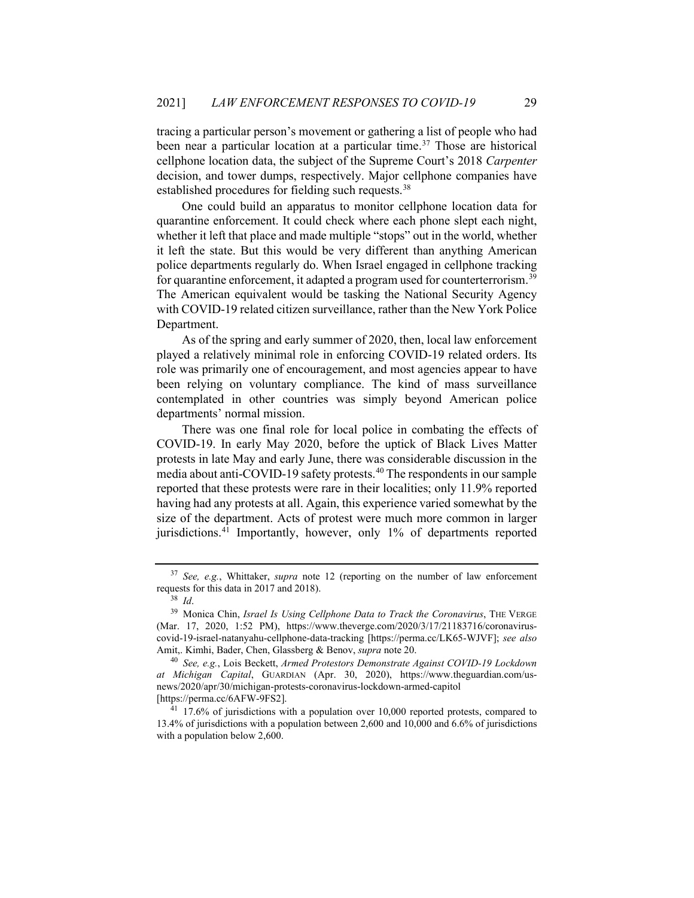tracing a particular person's movement or gathering a list of people who had been near a particular location at a particular time.[37] Those are historical cellphone location data, the subject of the Supreme Court's 2018 *Carpenter* decision, and tower dumps, respectively. Major cellphone companies have established procedures for fielding such requests.[38]

One could build an apparatus to monitor cellphone location data for quarantine enforcement. It could check where each phone slept each night, whether it left that place and made multiple "stops" out in the world, whether it left the state. But this would be very different than anything American police departments regularly do. When Israel engaged in cellphone tracking for quarantine enforcement, it adapted a program used for counterterrorism.[39] The American equivalent would be tasking the National Security Agency with COVID-19 related citizen surveillance, rather than the New York Police Department.

As of the spring and early summer of 2020, then, local law enforcement played a relatively minimal role in enforcing COVID-19 related orders. Its role was primarily one of encouragement, and most agencies appear to have been relying on voluntary compliance. The kind of mass surveillance contemplated in other countries was simply beyond American police departments' normal mission.

There was one final role for local police in combating the effects of COVID-19. In early May 2020, before the uptick of Black Lives Matter protests in late May and early June, there was considerable discussion in the media about anti-COVID-19 safety protests.[40] The respondents in our sample reported that these protests were rare in their localities; only 11.9% reported having had any protests at all. Again, this experience varied somewhat by the size of the department. Acts of protest were much more common in larger jurisdictions.[41] Importantly, however, only 1% of departments reported

---

[37] *See, e.g.*, Whittaker, *supra* note 12 (reporting on the number of law enforcement requests for this data in 2017 and 2018).

[38] *Id*.

[39] Monica Chin, *Israel Is Using Cellphone Data to Track the Coronavirus*, THE VERGE (Mar. 17, 2020, 1:52 PM), https://www.theverge.com/2020/3/17/21183716/coronavirus-covid-19-israel-natanyahu-cellphone-data-tracking [https://perma.cc/LK65-WJVF]; *see also* Amit,. Kimhi, Bader, Chen, Glassberg & Benov, *supra* note 20.

[40] *See, e.g.*, Lois Beckett, *Armed Protestors Demonstrate Against COVID-19 Lockdown at Michigan Capital*, GUARDIAN (Apr. 30, 2020), https://www.theguardian.com/us-news/2020/apr/30/michigan-protests-coronavirus-lockdown-armed-capitol [https://perma.cc/6AFW-9FS2].

[41] 17.6% of jurisdictions with a population over 10,000 reported protests, compared to 13.4% of jurisdictions with a population between 2,600 and 10,000 and 6.6% of jurisdictions with a population below 2,600.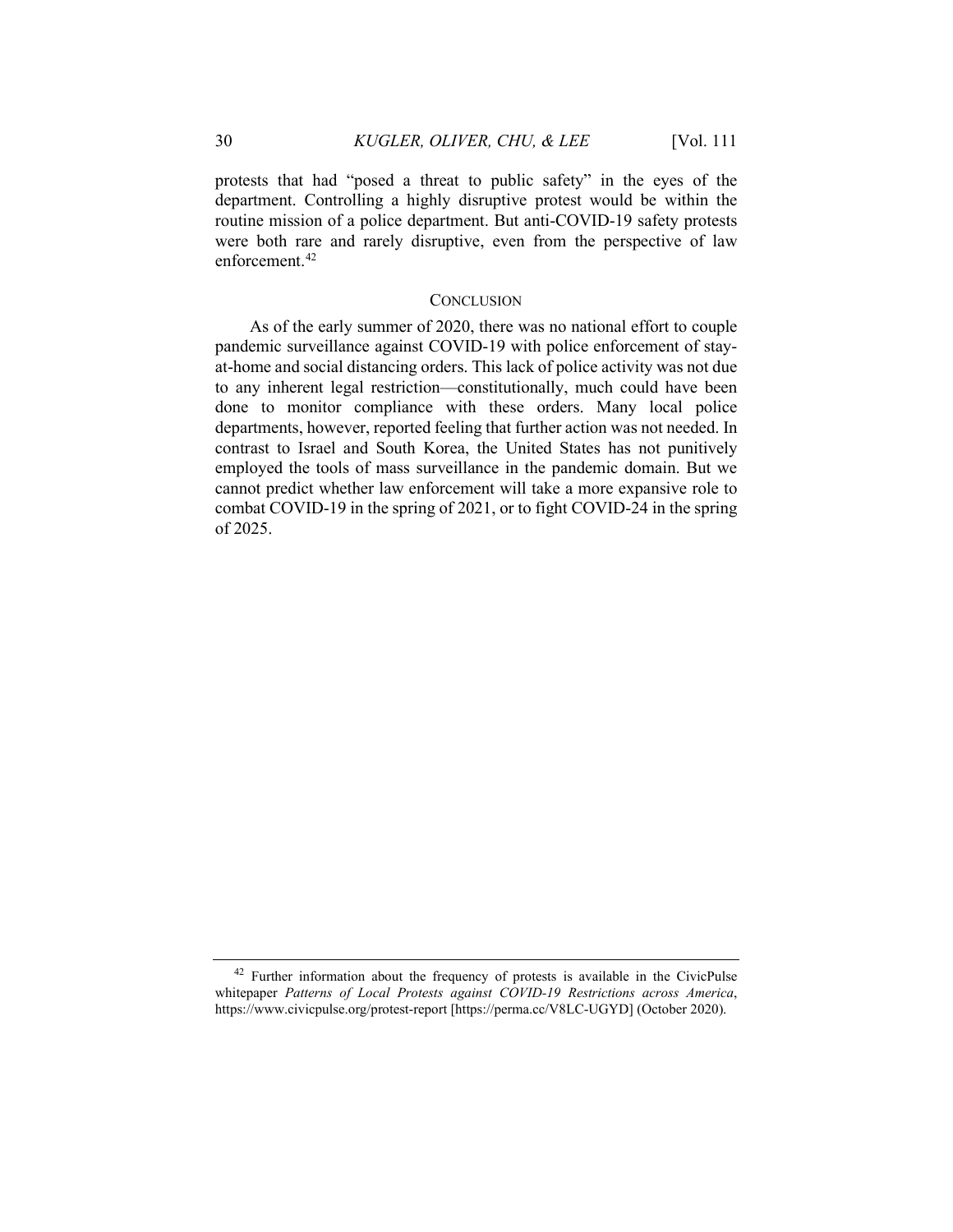protests that had "posed a threat to public safety" in the eyes of the department. Controlling a highly disruptive protest would be within the routine mission of a police department. But anti-COVID-19 safety protests were both rare and rarely disruptive, even from the perspective of law enforcement.[42]

## CONCLUSION

As of the early summer of 2020, there was no national effort to couple pandemic surveillance against COVID-19 with police enforcement of stay-at-home and social distancing orders. This lack of police activity was not due to any inherent legal restriction—constitutionally, much could have been done to monitor compliance with these orders. Many local police departments, however, reported feeling that further action was not needed. In contrast to Israel and South Korea, the United States has not punitively employed the tools of mass surveillance in the pandemic domain. But we cannot predict whether law enforcement will take a more expansive role to combat COVID-19 in the spring of 2021, or to fight COVID-24 in the spring of 2025.

---

[42] Further information about the frequency of protests is available in the CivicPulse whitepaper *Patterns of Local Protests against COVID-19 Restrictions across America*, https://www.civicpulse.org/protest-report [https://perma.cc/V8LC-UGYD] (October 2020).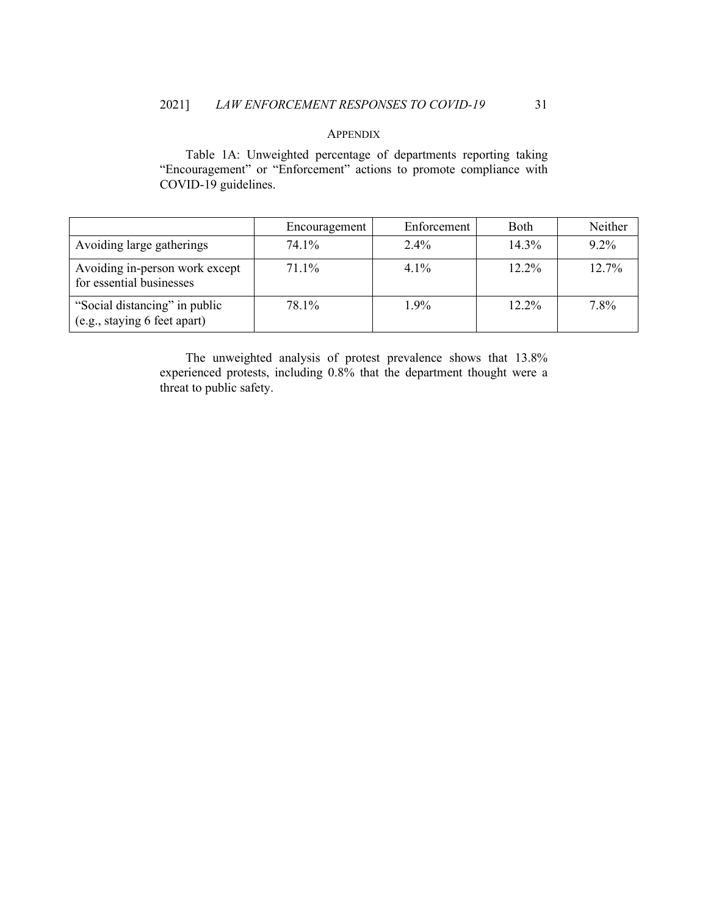## APPENDIX

Table 1A: Unweighted percentage of departments reporting taking "Encouragement" or "Enforcement" actions to promote compliance with COVID-19 guidelines.

| | Encouragement | Enforcement | Both | Neither |
|---|---|---|---|---|
| Avoiding large gatherings | 74.1% | 2.4% | 14.3% | 9.2% |
| Avoiding in-person work except for essential businesses | 71.1% | 4.1% | 12.2% | 12.7% |
| "Social distancing" in public (e.g., staying 6 feet apart) | 78.1% | 1.9% | 12.2% | 7.8% |

The unweighted analysis of protest prevalence shows that 13.8% experienced protests, including 0.8% that the department thought were a threat to public safety.